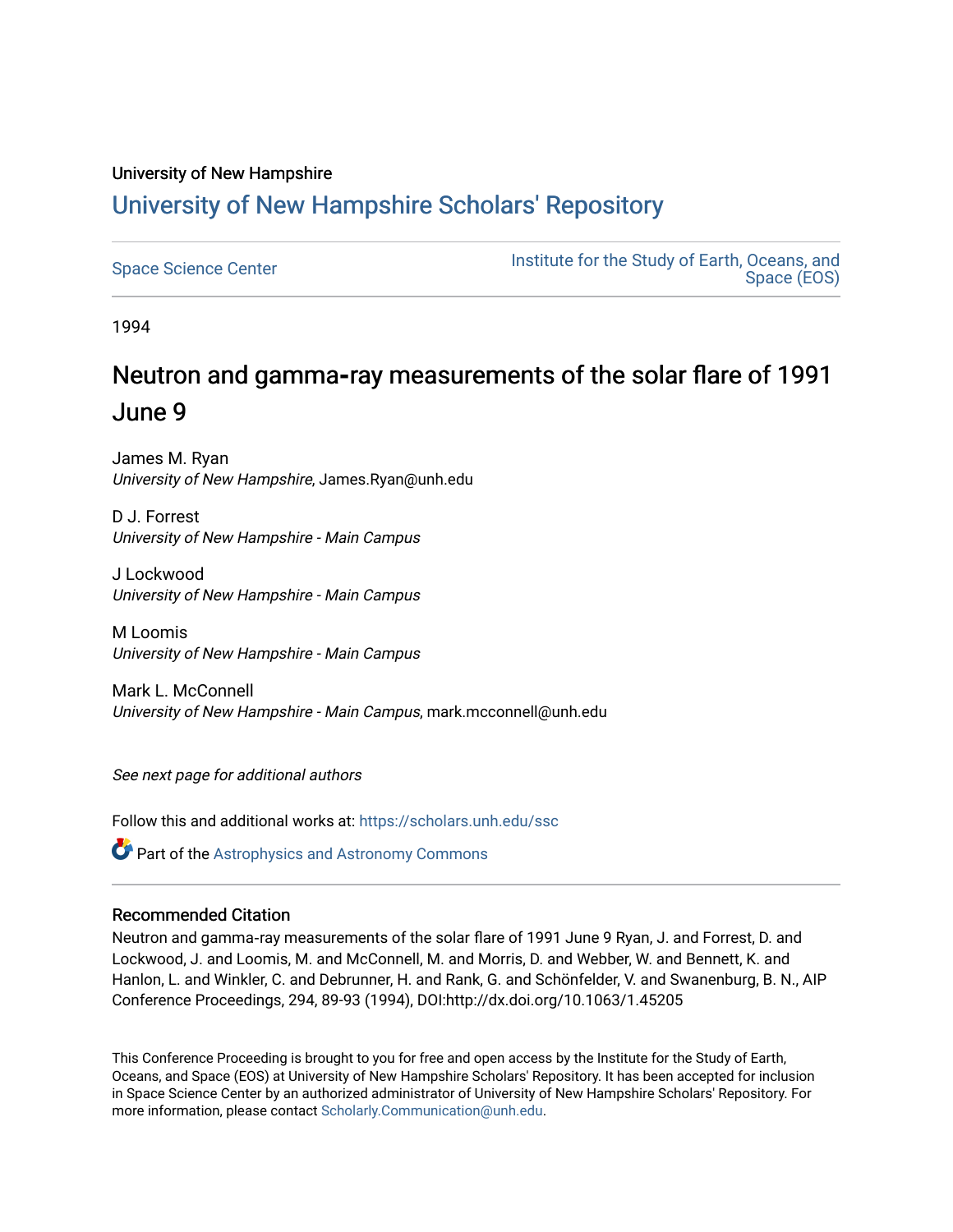University of New Hampshire

# University of New Hampshire Scholars' Repository

Space Science Center

Institute for the Study of Earth, Oceans, and Space (EOS)

1994

## Neutron and gamma-ray measurements of the solar flare of 1991 June 9

James M. Ryan
*University of New Hampshire*, James.Ryan@unh.edu

D J. Forrest
*University of New Hampshire - Main Campus*

J Lockwood
*University of New Hampshire - Main Campus*

M Loomis
*University of New Hampshire - Main Campus*

Mark L. McConnell
*University of New Hampshire - Main Campus*, mark.mcconnell@unh.edu

*See next page for additional authors*

Follow this and additional works at: https://scholars.unh.edu/ssc

Part of the Astrophysics and Astronomy Commons

### Recommended Citation

Neutron and gamma-ray measurements of the solar flare of 1991 June 9 Ryan, J. and Forrest, D. and Lockwood, J. and Loomis, M. and McConnell, M. and Morris, D. and Webber, W. and Bennett, K. and Hanlon, L. and Winkler, C. and Debrunner, H. and Rank, G. and Schönfelder, V. and Swanenburg, B. N., AIP Conference Proceedings, 294, 89-93 (1994), DOI:http://dx.doi.org/10.1063/1.45205

This Conference Proceeding is brought to you for free and open access by the Institute for the Study of Earth, Oceans, and Space (EOS) at University of New Hampshire Scholars' Repository. It has been accepted for inclusion in Space Science Center by an authorized administrator of University of New Hampshire Scholars' Repository. For more information, please contact Scholarly.Communication@unh.edu.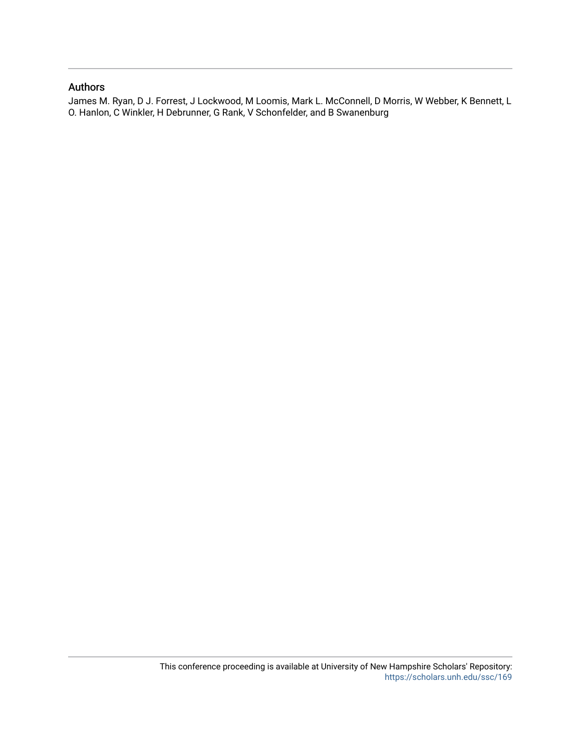## Authors

James M. Ryan, D J. Forrest, J Lockwood, M Loomis, Mark L. McConnell, D Morris, W Webber, K Bennett, L O. Hanlon, C Winkler, H Debrunner, G Rank, V Schonfelder, and B Swanenburg

This conference proceeding is available at University of New Hampshire Scholars' Repository: https://scholars.unh.edu/ssc/169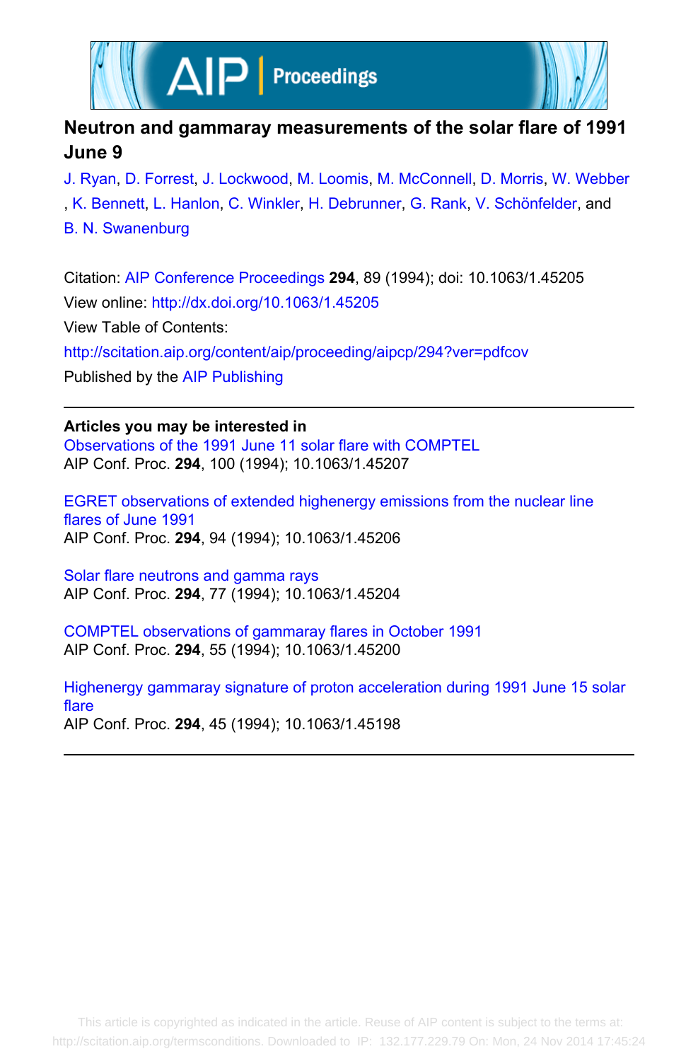# Neutron and gammaray measurements of the solar flare of 1991 June 9

J. Ryan, D. Forrest, J. Lockwood, M. Loomis, M. McConnell, D. Morris, W. Webber, K. Bennett, L. Hanlon, C. Winkler, H. Debrunner, G. Rank, V. Schönfelder, and B. N. Swanenburg

Citation: AIP Conference Proceedings **294**, 89 (1994); doi: 10.1063/1.45205

View online: http://dx.doi.org/10.1063/1.45205

View Table of Contents: http://scitation.aip.org/content/aip/proceeding/aipcp/294?ver=pdfcov

Published by the AIP Publishing

---

**Articles you may be interested in**

Observations of the 1991 June 11 solar flare with COMPTEL
AIP Conf. Proc. **294**, 100 (1994); 10.1063/1.45207

EGRET observations of extended highenergy emissions from the nuclear line flares of June 1991
AIP Conf. Proc. **294**, 94 (1994); 10.1063/1.45206

Solar flare neutrons and gamma rays
AIP Conf. Proc. **294**, 77 (1994); 10.1063/1.45204

COMPTEL observations of gammaray flares in October 1991
AIP Conf. Proc. **294**, 55 (1994); 10.1063/1.45200

Highenergy gammaray signature of proton acceleration during 1991 June 15 solar flare
AIP Conf. Proc. **294**, 45 (1994); 10.1063/1.45198

---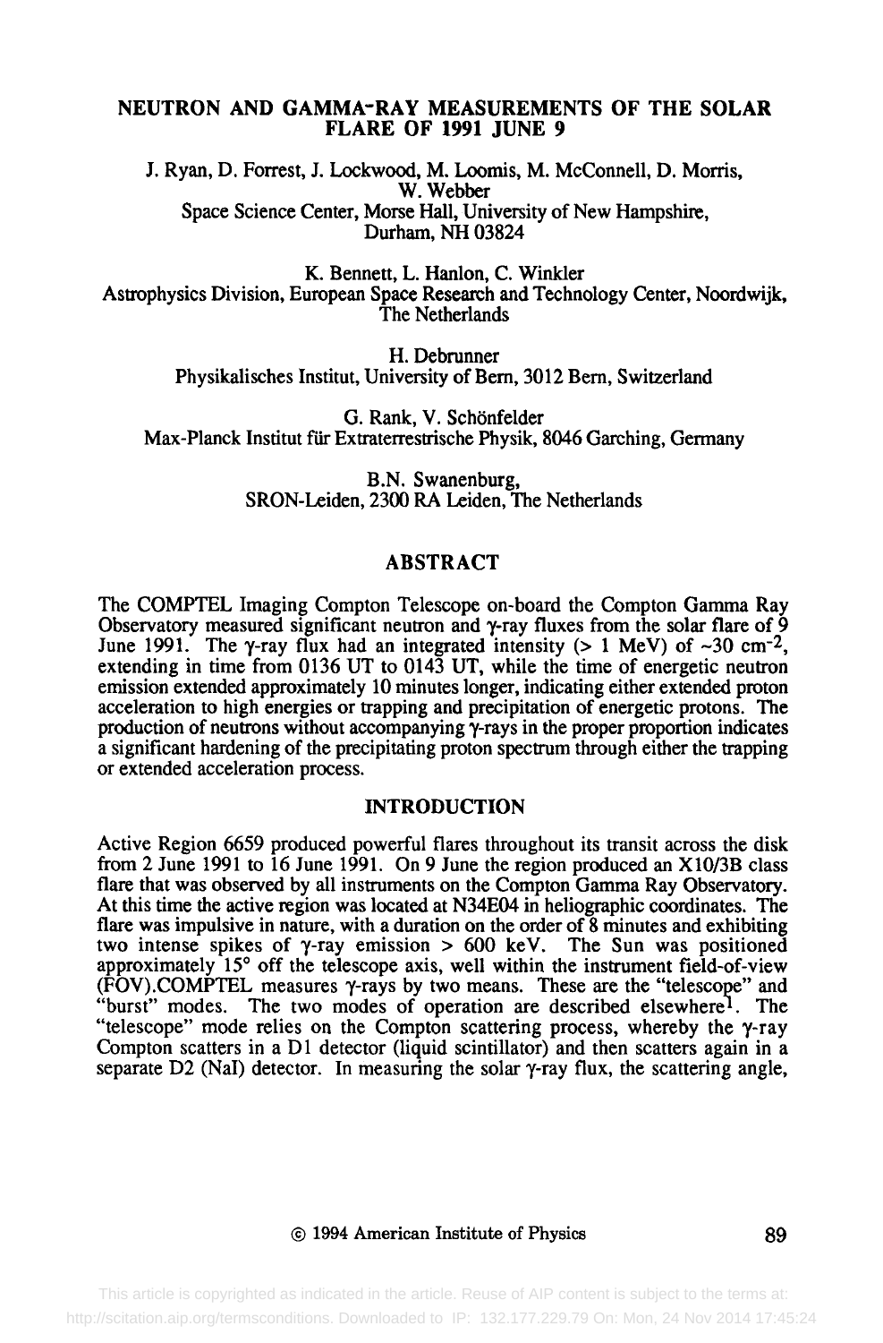# NEUTRON AND GAMMA-RAY MEASUREMENTS OF THE SOLAR FLARE OF 1991 JUNE 9

J. Ryan, D. Forrest, J. Lockwood, M. Loomis, M. McConnell, D. Morris, W. Webber
Space Science Center, Morse Hall, University of New Hampshire, Durham, NH 03824

K. Bennett, L. Hanlon, C. Winkler
Astrophysics Division, European Space Research and Technology Center, Noordwijk, The Netherlands

H. Debrunner
Physikalisches Institut, University of Bern, 3012 Bern, Switzerland

G. Rank, V. Schönfelder
Max-Planck Institut für Extraterrestrische Physik, 8046 Garching, Germany

B.N. Swanenburg,
SRON-Leiden, 2300 RA Leiden, The Netherlands

## ABSTRACT

The COMPTEL Imaging Compton Telescope on-board the Compton Gamma Ray Observatory measured significant neutron and γ-ray fluxes from the solar flare of 9 June 1991. The γ-ray flux had an integrated intensity (> 1 MeV) of ~30 $cm^{-2}$, extending in time from 0136 UT to 0143 UT, while the time of energetic neutron emission extended approximately 10 minutes longer, indicating either extended proton acceleration to high energies or trapping and precipitation of energetic protons. The production of neutrons without accompanying γ-rays in the proper proportion indicates a significant hardening of the precipitating proton spectrum through either the trapping or extended acceleration process.

## INTRODUCTION

Active Region 6659 produced powerful flares throughout its transit across the disk from 2 June 1991 to 16 June 1991. On 9 June the region produced an X10/3B class flare that was observed by all instruments on the Compton Gamma Ray Observatory. At this time the active region was located at N34E04 in heliographic coordinates. The flare was impulsive in nature, with a duration on the order of 8 minutes and exhibiting two intense spikes of γ-ray emission > 600 keV. The Sun was positioned approximately 15° off the telescope axis, well within the instrument field-of-view (FOV).COMPTEL measures γ-rays by two means. These are the "telescope" and "burst" modes. The two modes of operation are described elsewhere[1]. The "telescope" mode relies on the Compton scattering process, whereby the γ-ray Compton scatters in a D1 detector (liquid scintillator) and then scatters again in a separate D2 (NaI) detector. In measuring the solar γ-ray flux, the scattering angle,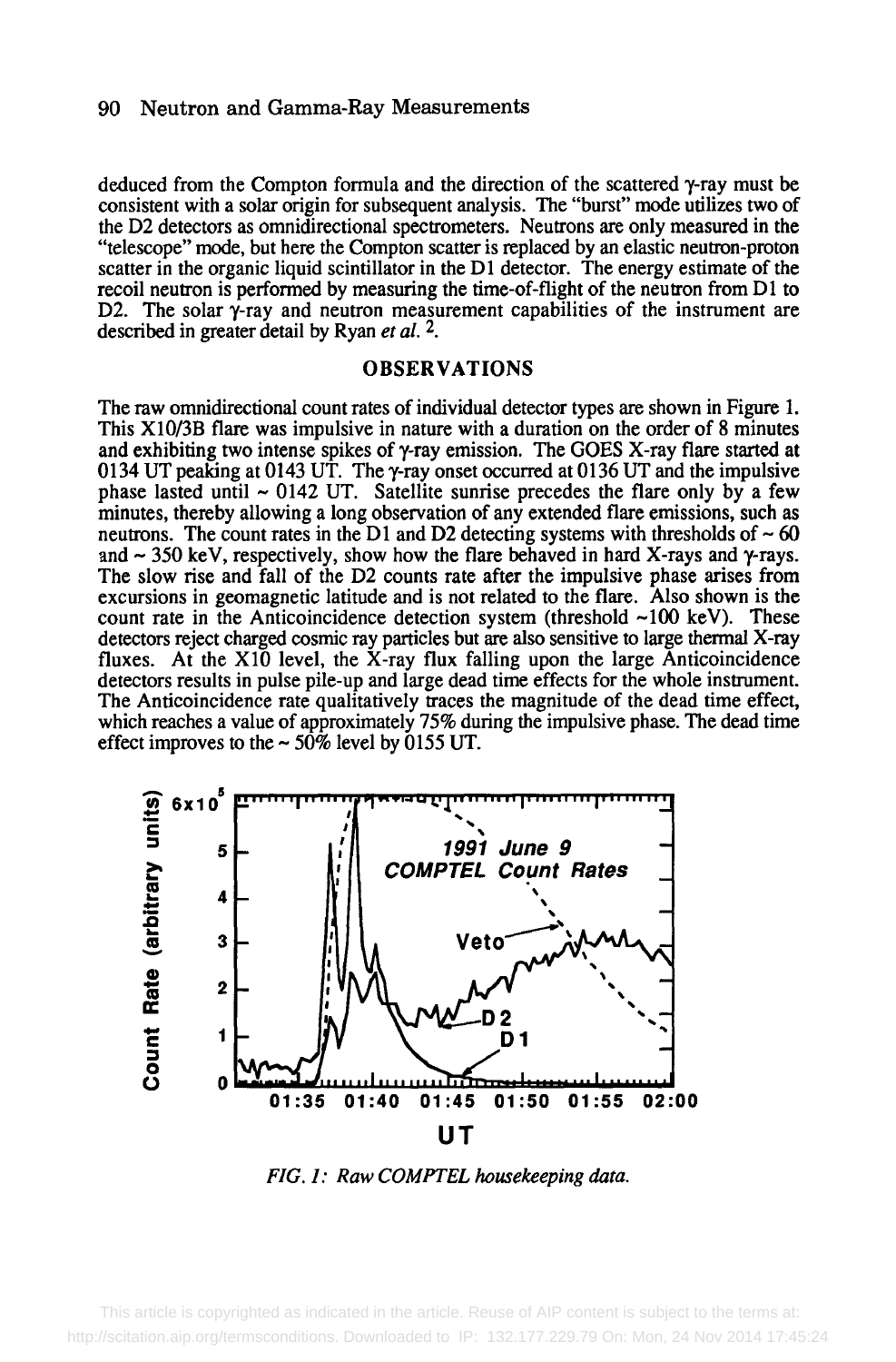deduced from the Compton formula and the direction of the scattered γ-ray must be consistent with a solar origin for subsequent analysis. The "burst" mode utilizes two of the D2 detectors as omnidirectional spectrometers. Neutrons are only measured in the "telescope" mode, but here the Compton scatter is replaced by an elastic neutron-proton scatter in the organic liquid scintillator in the D1 detector. The energy estimate of the recoil neutron is performed by measuring the time-of-flight of the neutron from D1 to D2. The solar γ-ray and neutron measurement capabilities of the instrument are described in greater detail by Ryan *et al.* [2].

## OBSERVATIONS

The raw omnidirectional count rates of individual detector types are shown in Figure 1. This X10/3B flare was impulsive in nature with a duration on the order of 8 minutes and exhibiting two intense spikes of γ-ray emission. The GOES X-ray flare started at 0134 UT peaking at 0143 UT. The γ-ray onset occurred at 0136 UT and the impulsive phase lasted until ~ 0142 UT. Satellite sunrise precedes the flare only by a few minutes, thereby allowing a long observation of any extended flare emissions, such as neutrons. The count rates in the D1 and D2 detecting systems with thresholds of ~ 60 and ~ 350 keV, respectively, show how the flare behaved in hard X-rays and γ-rays. The slow rise and fall of the D2 counts rate after the impulsive phase arises from excursions in geomagnetic latitude and is not related to the flare. Also shown is the count rate in the Anticoincidence detection system (threshold ~100 keV). These detectors reject charged cosmic ray particles but are also sensitive to large thermal X-ray fluxes. At the X10 level, the X-ray flux falling upon the large Anticoincidence detectors results in pulse pile-up and large dead time effects for the whole instrument. The Anticoincidence rate qualitatively traces the magnitude of the dead time effect, which reaches a value of approximately 75% during the impulsive phase. The dead time effect improves to the ~ 50% level by 0155 UT.

*FIG. 1: Raw COMPTEL housekeeping data.*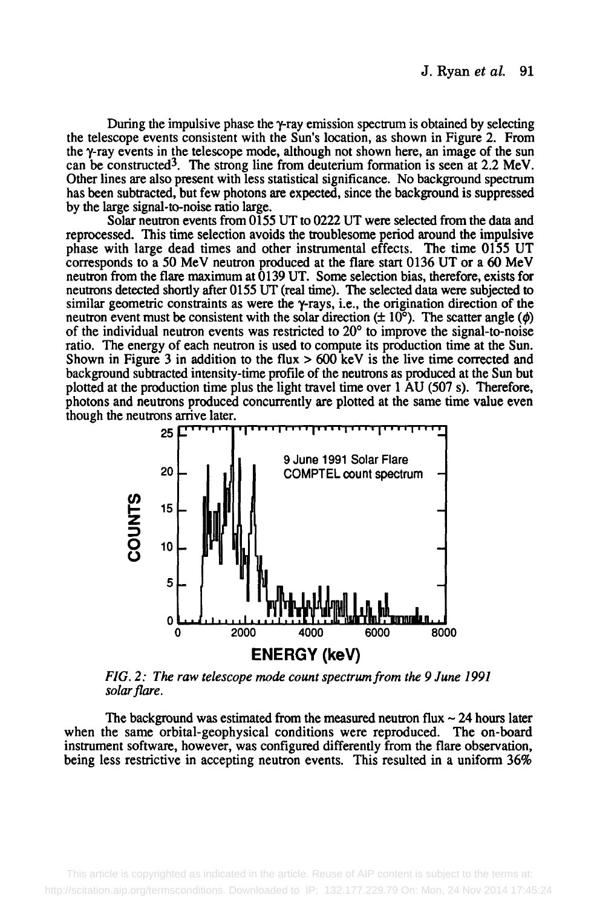During the impulsive phase the $\gamma$-ray emission spectrum is obtained by selecting the telescope events consistent with the Sun's location, as shown in Figure 2. From the $\gamma$-ray events in the telescope mode, although not shown here, an image of the sun can be constructed[3]. The strong line from deuterium formation is seen at 2.2 MeV. Other lines are also present with less statistical significance. No background spectrum has been subtracted, but few photons are expected, since the background is suppressed by the large signal-to-noise ratio large.

Solar neutron events from 0155 UT to 0222 UT were selected from the data and reprocessed. This time selection avoids the troublesome period around the impulsive phase with large dead times and other instrumental effects. The time 0155 UT corresponds to a 50 MeV neutron produced at the flare start 0136 UT or a 60 MeV neutron from the flare maximum at 0139 UT. Some selection bias, therefore, exists for neutrons detected shortly after 0155 UT (real time). The selected data were subjected to similar geometric constraints as were the $\gamma$-rays, i.e., the origination direction of the neutron event must be consistent with the solar direction ($\pm$ 10°). The scatter angle ($\phi$) of the individual neutron events was restricted to 20° to improve the signal-to-noise ratio. The energy of each neutron is used to compute its production time at the Sun. Shown in Figure 3 in addition to the flux > 600 keV is the live time corrected and background subtracted intensity-time profile of the neutrons as produced at the Sun but plotted at the production time plus the light travel time over 1 AU (507 s). Therefore, photons and neutrons produced concurrently are plotted at the same time value even though the neutrons arrive later.

*FIG. 2: The raw telescope mode count spectrum from the 9 June 1991 solar flare.*

The background was estimated from the measured neutron flux ~ 24 hours later when the same orbital-geophysical conditions were reproduced. The on-board instrument software, however, was configured differently from the flare observation, being less restrictive in accepting neutron events. This resulted in a uniform 36%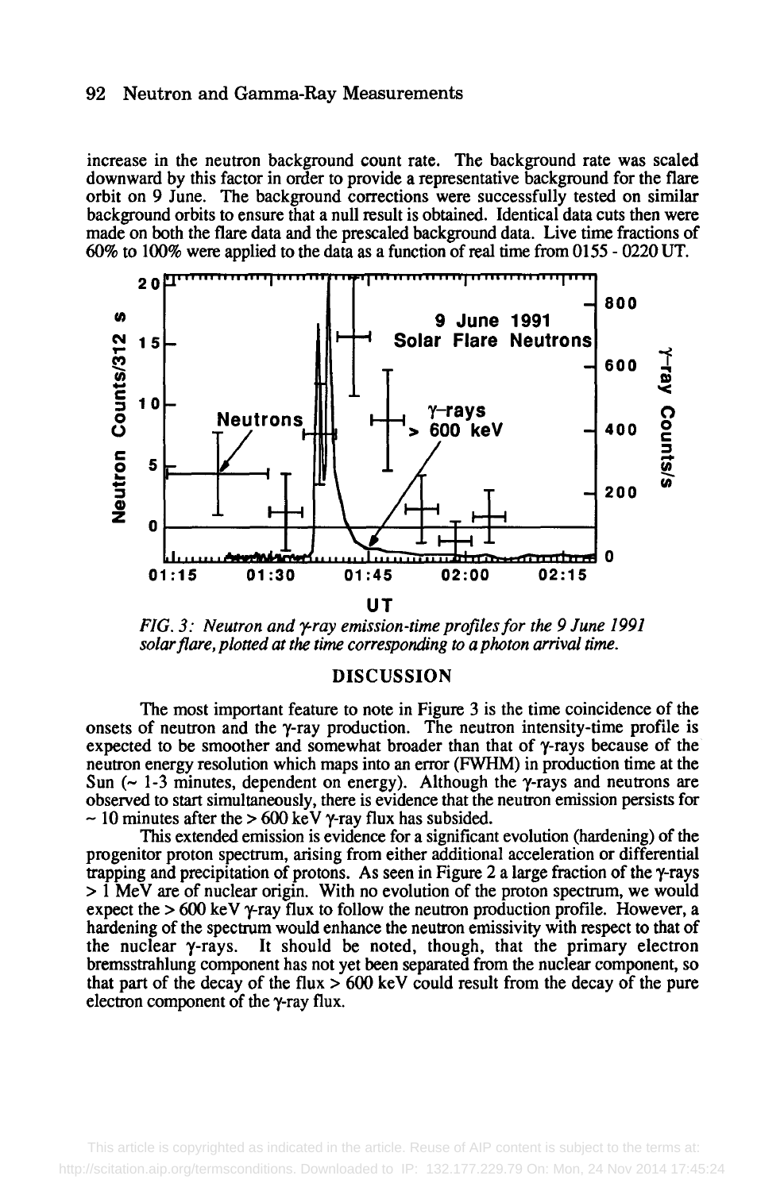increase in the neutron background count rate. The background rate was scaled downward by this factor in order to provide a representative background for the flare orbit on 9 June. The background corrections were successfully tested on similar background orbits to ensure that a null result is obtained. Identical data cuts then were made on both the flare data and the prescaled background data. Live time fractions of 60% to 100% were applied to the data as a function of real time from 0155 - 0220 UT.

*FIG. 3: Neutron and γ-ray emission-time profiles for the 9 June 1991 solar flare, plotted at the time corresponding to a photon arrival time.*

## DISCUSSION

The most important feature to note in Figure 3 is the time coincidence of the onsets of neutron and the γ-ray production. The neutron intensity-time profile is expected to be smoother and somewhat broader than that of γ-rays because of the neutron energy resolution which maps into an error (FWHM) in production time at the Sun (~ 1-3 minutes, dependent on energy). Although the γ-rays and neutrons are observed to start simultaneously, there is evidence that the neutron emission persists for ~ 10 minutes after the > 600 keV γ-ray flux has subsided.

This extended emission is evidence for a significant evolution (hardening) of the progenitor proton spectrum, arising from either additional acceleration or differential trapping and precipitation of protons. As seen in Figure 2 a large fraction of the γ-rays > 1 MeV are of nuclear origin. With no evolution of the proton spectrum, we would expect the > 600 keV γ-ray flux to follow the neutron production profile. However, a hardening of the spectrum would enhance the neutron emissivity with respect to that of the nuclear γ-rays. It should be noted, though, that the primary electron bremsstrahlung component has not yet been separated from the nuclear component, so that part of the decay of the flux > 600 keV could result from the decay of the pure electron component of the γ-ray flux.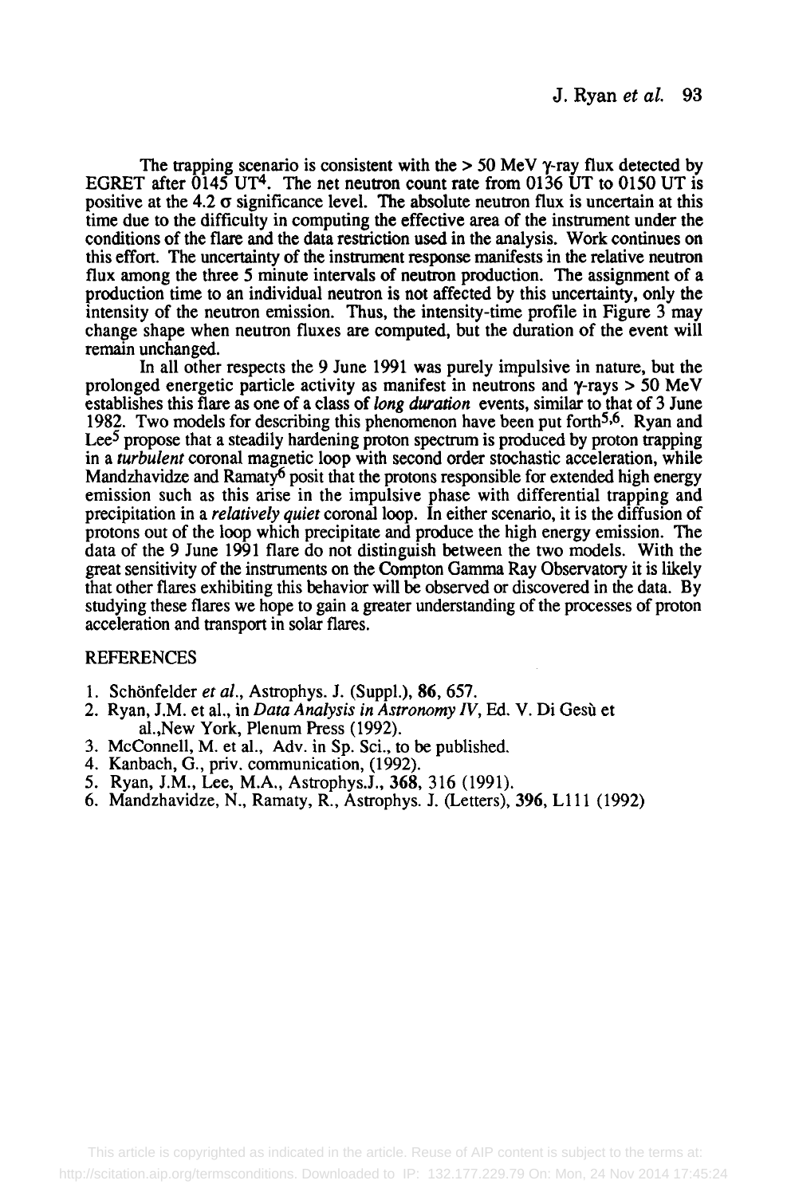The trapping scenario is consistent with the > 50 MeV $\gamma$-ray flux detected by EGRET after 0145 UT[4]. The net neutron count rate from 0136 UT to 0150 UT is positive at the 4.2 $\sigma$ significance level. The absolute neutron flux is uncertain at this time due to the difficulty in computing the effective area of the instrument under the conditions of the flare and the data restriction used in the analysis. Work continues on this effort. The uncertainty of the instrument response manifests in the relative neutron flux among the three 5 minute intervals of neutron production. The assignment of a production time to an individual neutron is not affected by this uncertainty, only the intensity of the neutron emission. Thus, the intensity-time profile in Figure 3 may change shape when neutron fluxes are computed, but the duration of the event will remain unchanged.

In all other respects the 9 June 1991 was purely impulsive in nature, but the prolonged energetic particle activity as manifest in neutrons and $\gamma$-rays > 50 MeV establishes this flare as one of a class of *long duration* events, similar to that of 3 June 1982. Two models for describing this phenomenon have been put forth[5,6]. Ryan and Lee[5] propose that a steadily hardening proton spectrum is produced by proton trapping in a *turbulent* coronal magnetic loop with second order stochastic acceleration, while Mandzhavidze and Ramaty[6] posit that the protons responsible for extended high energy emission such as this arise in the impulsive phase with differential trapping and precipitation in a *relatively quiet* coronal loop. In either scenario, it is the diffusion of protons out of the loop which precipitate and produce the high energy emission. The data of the 9 June 1991 flare do not distinguish between the two models. With the great sensitivity of the instruments on the Compton Gamma Ray Observatory it is likely that other flares exhibiting this behavior will be observed or discovered in the data. By studying these flares we hope to gain a greater understanding of the processes of proton acceleration and transport in solar flares.

## REFERENCES

1. Schönfelder *et al.*, Astrophys. J. (Suppl.), **86**, 657.
2. Ryan, J.M. et al., in *Data Analysis in Astronomy IV*, Ed. V. Di Gesù et al.,New York, Plenum Press (1992).
3. McConnell, M. et al., Adv. in Sp. Sci., to be published.
4. Kanbach, G., priv. communication, (1992).
5. Ryan, J.M., Lee, M.A., Astrophys.J., **368**, 316 (1991).
6. Mandzhavidze, N., Ramaty, R., Astrophys. J. (Letters), **396**, L111 (1992)